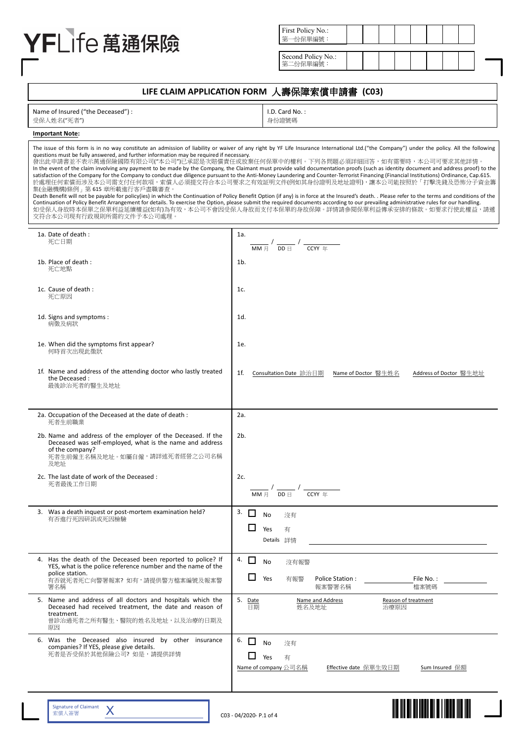YFLife 萬通保險

| First Policy No.: 第一份保單編號： | | | | | | | | |
|---|---|---|---|---|---|---|---|---|

| Second Policy No.: 第二份保單編號： | | | | | | | | |
|---|---|---|---|---|---|---|---|---|

# LIFE CLAIM APPLICATION FORM 人壽保障索償申請書 (C03)

| Name of Insured ("the Deceased") : 受保人姓名("死者") | I.D. Card No. : 身份證號碼 |
|---|---|

**Important Note:**

The issue of this form is in no way constitute an admission of liability or waiver of any right by YF Life Insurance International Ltd.("the Company") under the policy. All the following questions must be fully answered, and further information may be required if necessary.
發出此申請書並不表示萬通保險國際有限公司("本公司")已承認是次賠償責任或放棄任何保單中的權利。下列各問題必須詳細回答，如有需要時，本公司可要求其他詳情。
In the event of the claim involving any payment to be made by the Company, the Claimant must provide valid documentation proofs (such as identity document and address proof) to the satisfaction of the Company for the Company to conduct due diligence pursuant to the Anti-Money Laundering and Counter-Terrorist Financing (Financial Institutions) Ordinance, Cap.615.
於處理任何索償而涉及本公司需支付任何款項，索償人必須提交符合本公司要求之有效証明文件(例如其身份證明及地址證明)，讓本公司能按照於「打擊洗錢及恐怖分子資金籌集(金融機構)條例」第 615 章所載進行客戶盡職審查。
Death Benefit will not be payable for policy(ies) in which the Continuation of Policy Benefit Option (if any) is in force at the Insured's death. . Please refer to the terms and conditions of the Continuation of Policy Benefit Arrangement for details. To exercise the Option, please submit the required documents according to our prevailing administrative rules for our handling.
如受保人身故時本保單之保單利益延續權益(如有)為有效，本公司不會因受保人身故而支付本保單的身故保障。詳情請參閱保單利益傳承安排的條款。如要求行使此權益，請遞交符合本公司現有行政規則所需的文件予本公司處理。

| Question | Answer |
|---|---|
| 1a. Date of death : 死亡日期 | 1a. ____ / ____ / ______ MM 月 DD 日 CCYY 年 |
| 1b. Place of death : 死亡地點 | 1b. |
| 1c. Cause of death : 死亡原因 | 1c. |
| 1d. Signs and symptoms : 病徵及病狀 | 1d. |
| 1e. When did the symptoms first appear? 何時首次出現此徵狀 | 1e. |
| 1f. Name and address of the attending doctor who lastly treated the Deceased : 最後診治死者的醫生及地址 | 1f. Consultation Date 診治日期 / Name of Doctor 醫生姓名 / Address of Doctor 醫生地址 |
| 2a. Occupation of the Deceased at the date of death : 死者生前職業 | 2a. |
| 2b. Name and address of the employer of the Deceased. If the Deceased was self-employed, what is the name and address of the company? 死者生前僱主名稱及地址。如屬自僱，請詳述死者經營之公司名稱及地址 | 2b. |
| 2c. The last date of work of the Deceased : 死者最後工作日期 | 2c. ____ / ____ / ______ MM 月 DD 日 CCYY 年 |
| 3. Was a death inquest or post-mortem examination held? 有否進行死因研訊或死因檢驗 | 3. ☐ No 沒有 ☐ Yes 有 Details 詳情 ______ |
| 4. Has the death of the Deceased been reported to police? If YES, what is the police reference number and the name of the police station. 有否就死者死亡向警署報案? 如有，請提供警方檔案編號及報案警署名稱 | 4. ☐ No 沒有報警 ☐ Yes 有報警 Police Station : 報案警署名稱 ______ File No. : 檔案號碼 ______ |
| 5. Name and address of all doctors and hospitals which the Deceased had received treatment, the date and reason of treatment. 曾診治過死者之所有醫生、醫院的姓名及地址，以及治療的日期及原因 | 5. Date 日期 / Name and Address 姓名及地址 / Reason of treatment 治療原因 |
| 6. Was the Deceased also insured by other insurance companies? If YES, please give details. 死者是否受保於其他保險公司? 如是，請提供詳情 | 6. ☐ No 沒有 ☐ Yes 有 Name of company 公司名稱 / Effective date 保單生效日期 / Sum Insured 保額 |

Signature of Claimant 索償人簽署 X ______

C03 - 04/2020-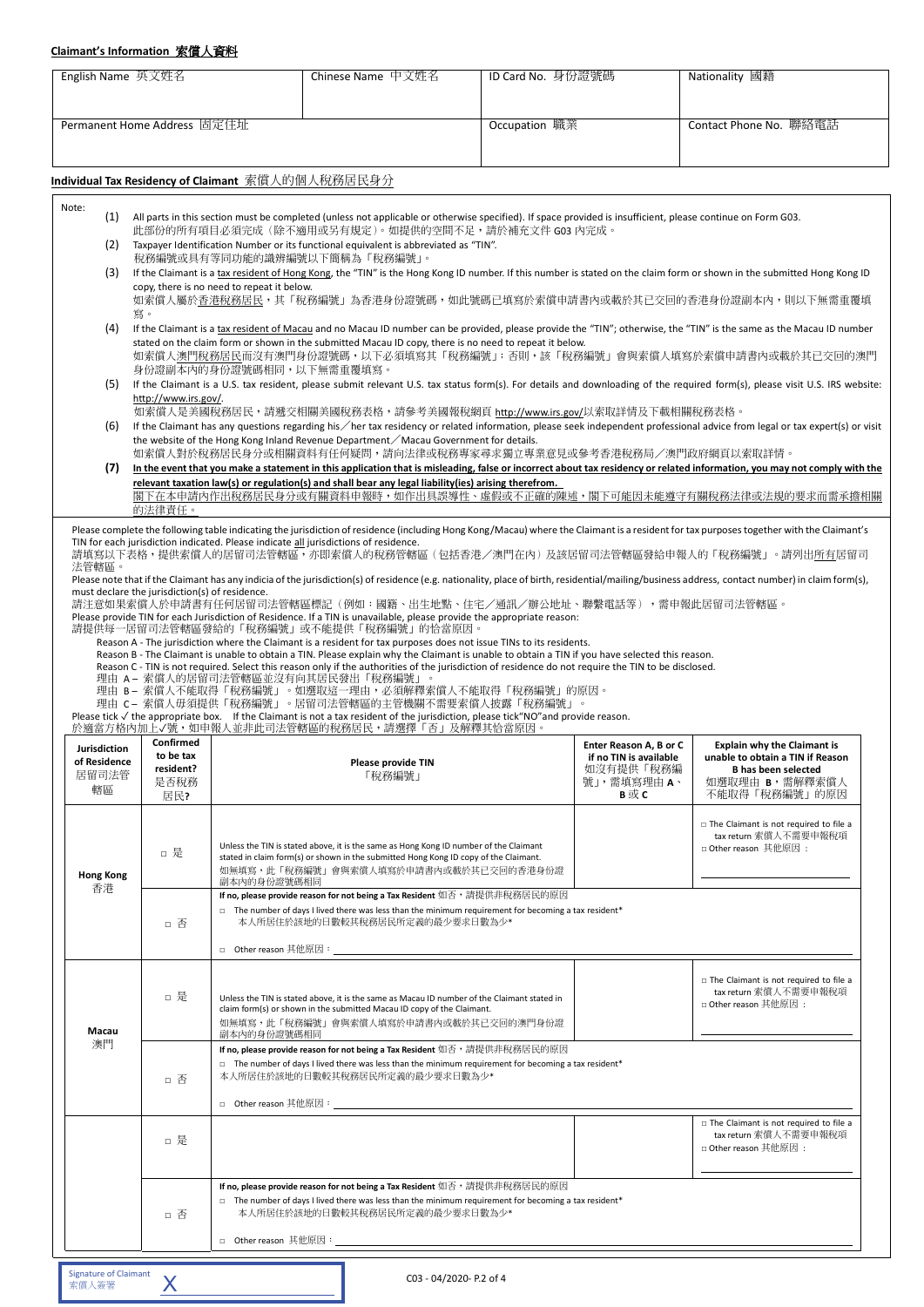**Claimant's Information 索償人資料**

| English Name 英文姓名 | Chinese Name 中文姓名 | ID Card No. 身份證號碼 | Nationality 國籍 |
|---|---|---|---|
| | | | |
| Permanent Home Address 固定住址 | | Occupation 職業 | Contact Phone No. 聯絡電話 |
| | | | |

**Individual Tax Residency of Claimant 索償人的個人稅務居民身分**

Note:

(1) All parts in this section must be completed (unless not applicable or otherwise specified). If space provided is insufficient, please continue on Form G03.
此部份的所有項目必須完成（除不適用或另有規定）。如提供的空間不足，請於補充文件 G03 內完成。

(2) Taxpayer Identification Number or its functional equivalent is abbreviated as "TIN".
稅務編號或具有等同功能的識辨編號以下簡稱為「稅務編號」。

(3) If the Claimant is a tax resident of Hong Kong, the "TIN" is the Hong Kong ID number. If this number is stated on the claim form or shown in the submitted Hong Kong ID copy, there is no need to repeat it below.
如索償人屬於香港稅務居民，其「稅務編號」為香港身份證號碼，如此號碼已填寫於索償申請書內或載於其已交回的香港身份證副本內，則以下無需重覆填寫。

(4) If the Claimant is a tax resident of Macau and no Macau ID number can be provided, please provide the "TIN"; otherwise, the "TIN" is the same as the Macau ID number stated on the claim form or shown in the submitted Macau ID copy, there is no need to repeat it below.
如索償人澳門稅務居民而沒有澳門身份證號碼，以下必須填寫其「稅務編號」；否則，該「稅務編號」會與索償人填寫於索償申請書內或載於其已交回的澳門身份證副本內的身份證號碼相同，以下無需重覆填寫。

(5) If the Claimant is a U.S. tax resident, please submit relevant U.S. tax status form(s). For details and downloading of the required form(s), please visit U.S. IRS website: http://www.irs.gov/.
如索償人是美國稅務居民，請遞交相關美國報稅表格，請參考美國報稅網頁 http://www.irs.gov/以索取詳情及下載相關稅務表格。

(6) If the Claimant has any questions regarding his／her tax residency or related information, please seek independent professional advice from legal or tax expert(s) or visit the website of the Hong Kong Inland Revenue Department／Macau Government for details.
如索償人對於稅務居民身分或相關資料有任何疑問，請向法律或稅務專家尋求獨立專業意見或參考香港稅務局／澳門政府網頁以索取詳情。

**(7) In the event that you make a statement in this application that is misleading, false or incorrect about tax residency or related information, you may not comply with the relevant taxation law(s) or regulation(s) and shall bear any legal liability(ies) arising therefrom.**
閣下在本申請內作出稅務居民身分或有關資料申報時，如作出具誤導性、虛假或不正確的陳述，閣下可能因未能遵守有關稅務法律或法規的要求而需承擔相關的法律責任。

Please complete the following table indicating the jurisdiction of residence (including Hong Kong/Macau) where the Claimant is a resident for tax purposes together with the Claimant's TIN for each jurisdiction indicated. Please indicate all jurisdictions of residence.
請填寫以下表格，提供索償人的居留司法管轄區，亦即索償人的稅務管轄區（包括香港／澳門在內）及該居留司法管轄區發給申報人的「稅務編號」。請列出所有居留司法管轄區。

Please note that if the Claimant has any indicia of the jurisdiction(s) of residence (e.g. nationality, place of birth, residential/mailing/business address, contact number) in claim form(s), must declare the jurisdiction(s) of residence.
請注意如果索償人於申請書有任何居留司法管轄區標記（例如：國籍、出生地點、住宅／通訊／辦公地址、聯繫電話等），需申報此居留司法管轄區。

Please provide TIN for each Jurisdiction of Residence. If a TIN is unavailable, please provide the appropriate reason:
請提供每一居留司法管轄區發給的「稅務編號」或不能提供「稅務編號」的恰當原因。

Reason A - The jurisdiction where the Claimant is a resident for tax purposes does not issue TINs to its residents.
Reason B - The Claimant is unable to obtain a TIN. Please explain why the Claimant is unable to obtain a TIN if you have selected this reason.
Reason C - TIN is not required. Select this reason only if the authorities of the jurisdiction of residence do not require the TIN to be disclosed.
理由 A – 索償人的居留司法管轄區並沒有向其居民發出「稅務編號」。
理由 B – 索償人不能取得「稅務編號」。如選取這一理由，必須解釋索償人不能取得「稅務編號」的原因。
理由 C – 索償人毋須提供「稅務編號」。居留司法管轄區的主管機關不需要索償人披露「稅務編號」。

Please tick ✓ the appropriate box. If the Claimant is not a tax resident of the jurisdiction, please tick"NO"and provide reason.
於適當方格內加上✓號，如申報人並非此司法管轄區的稅務居民，請選擇「否」及解釋其恰當原因。

| Jurisdiction of Residence 居留司法管轄區 | Confirmed to be tax resident? 是否稅務居民? | Please provide TIN「稅務編號」 | Enter Reason A, B or C if no TIN is available 如沒有提供「稅務編號」，需填寫理由 A、B 或 C | Explain why the Claimant is unable to obtain a TIN if Reason B has been selected 如選取理由 B，需解釋索償人不能取得「稅務編號」的原因 |
|---|---|---|---|---|
| Hong Kong 香港 | □ 是 | Unless the TIN is stated above, it is the same as Hong Kong ID number of the Claimant stated in claim form(s) or shown in the submitted Hong Kong ID copy of the Claimant. 如無填寫，此「稅務編號」會與索償人填寫於申請書內或載於其已交回的香港身份證副本內的身份證號碼相同 | | □ The Claimant is not required to file a tax return 索償人不需要申報稅項 □ Other reason 其他原因： |
| | □ 否 | If no, please provide reason for not being a Tax Resident 如否，請提供非稅務居民的原因 □ The number of days I lived there was less than the minimum requirement for becoming a tax resident* 本人所居住於該地的日數較其稅務居民所定義的最少要求日數為少* □ Other reason 其他原因： | | |
| Macau 澳門 | □ 是 | Unless the TIN is stated above, it is the same as Macau ID number of the Claimant stated in claim form(s) or shown in the submitted Macau ID copy of the Claimant. 如無填寫，此「稅務編號」會與索償人填寫於申請書內或載於其已交回的澳門身份證副本內的身份證號碼相同 | | □ The Claimant is not required to file a tax return 索償人不需要申報稅項 □ Other reason 其他原因： |
| | □ 否 | If no, please provide reason for not being a Tax Resident 如否，請提供非稅務居民的原因 □ The number of days I lived there was less than the minimum requirement for becoming a tax resident* 本人所居住於該地的日數較其稅務居民所定義的最少要求日數為少* □ Other reason 其他原因： | | |
| | □ 是 | | | □ The Claimant is not required to file a tax return 索償人不需要申報稅項 □ Other reason 其他原因： |
| | □ 否 | If no, please provide reason for not being a Tax Resident 如否，請提供非稅務居民的原因 □ The number of days I lived there was less than the minimum requirement for becoming a tax resident* 本人所居住於該地的日數較其稅務居民所定義的最少要求日數為少* □ Other reason 其他原因： | | |

Signature of Claimant 索償人簽署 X

C03 - 04/2020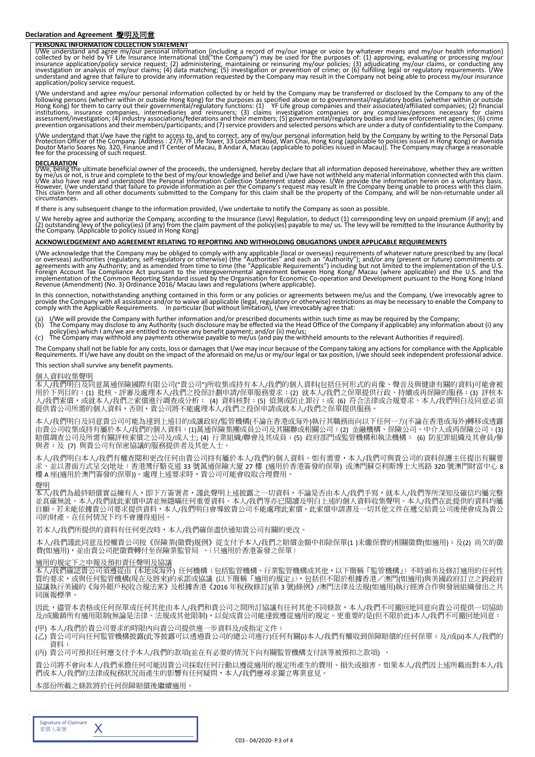## Declaration and Agreement 聲明及同意

**PERSONAL INFORMATION COLLECTION STATEMENT**

I/We understand and agree my/our personal information (including a record of my/our image or voice by whatever means and my/our health information) collected by or held by YF Life Insurance International Ltd("the Company") may be used for the purposes of: (1) approving, evaluating or processing my/our insurance application/policy service request; (2) administering, maintaining or reinsuring my/our policies; (3) adjudicating my/our claims, or conducting any investigation or analysis of my/our claims; (4) data matching; (5) investigation or prevention of crime; or (6) fulfilling legal or regulatory requirements. I/We understand and agree that failure to provide any information requested by the Company may result in the Company not being able to process my/our insurance application/policy service request.

I/We understand and agree my/our personal information collected by or held by the Company may be transferred or disclosed by the Company to any of the following persons (whether within or outside Hong Kong) for the purposes as specified above or to governmental/regulatory bodies (whether within or outside Hong Kong) for them to carry out their governmental/regulatory functions: (1) YF Life group companies and their associated/affiliated companies; (2) financial institutions, insurance companies, intermediaries and reinsurers; (3) claims investigation companies or any companies/persons necessary for claims assessment/investigation; (4) industry associations/federations and their members; (5) governmental/regulatory bodies and law enforcement agencies; (6) crime prevention organisations and their members/participants; and (7) service providers and selected persons which are under a duty of confidentiality to the Company.

I/We understand that I/we have the right to access to, and to correct, any of my/our personal information held by the Company by writing to the Personal Data Protection Officer of the Company. (Address : 27/F, YF Life Tower, 33 Lockhart Road, Wan Chai, Hong Kong (applicable to policies issued in Hong Kong) or Avenida Doutor Mario Soares No. 320, Finance and IT Center of Macau, 8 Andar A, Macau (applicable to policies issued in Macau)). The Company may charge a reasonable fee for the processing of such request.

**DECLARATION**

I/We, being the ultimate beneficial owner of the proceeds, the undersigned, hereby declare that all information deposed hereinabove, whether they are written by me/us or not, is true and complete to the best of my/our knowledge and belief and I/we have not withheld any material information connected with this claim. I/We also have read and understood the Personal Information Collection Statement stated above. I/We provide the information herein on a voluntary basis. However, I/we understand that failure to provide information as per the Company's request may result in the Company being unable to process with this claim. This claim form and all other documents submitted to the Company for this claim shall be the property of the Company, and will be non-returnable under all circumstances.

If there is any subsequent change to the information provided, I/we undertake to notify the Company as soon as possible.

I/ We hereby agree and authorize the Company, according to the Insurance (Levy) Regulation, to deduct (1) corresponding levy on unpaid premium (if any); and (2) outstanding levy of the policy(ies) (if any) from the claim payment of the policy(ies) payable to me/ us. The levy will be remitted to the Insurance Authority by the Company. (Applicable to policy issued in Hong Kong)

**ACKNOWLEDGEMENT AND AGREEMENT RELATING TO REPORTING AND WITHHOLDING OBLIGATIONS UNDER APPLICABLE REQUIREMENTS**

I/We acknowledge that the Company may be obliged to comply with any applicable (local or overseas) requirements of whatever nature prescribed by any (local or overseas) authorities (regulatory, self-regulatory or otherwise) (the "Authorities" and each an "Authority"); and/or any (present or future) commitments or agreements with any Authority; and as amended from time to time (the "Applicable Requirements") including but not limited to the implementation of the U.S. Foreign Account Tax Compliance Act pursuant to the intergovernmental agreement between Hong Kong/ Macau (where applicable) and the U.S. and the implementation of the Common Reporting Standard issued by the Organisation for Economic Co-operation and Development pursuant to the Hong Kong Inland Revenue (Amendment) (No. 3) Ordinance 2016/ Macau laws and regulations (where applicable).

In this connection, notwithstanding anything contained in this form or any policies or agreements between me/us and the Company, I/we irrevocably agree to provide the Company with all assistance and/or to waive all applicable (legal, regulatory or otherwise) restrictions as may be necessary to enable the Company to comply with the Applicable Requirements. In particular (but without limitation), I/we irrevocably agree that:

(a) I/We will provide the Company with further information and/or prescribed documents within such time as may be required by the Company;
(b) The Company may disclose to any Authority (such disclosure may be effected via the Head Office of the Company if applicable) any information about (i) any policy(ies) which I am/we are entitled to receive any benefit payment; and/or (ii) me/us;
(c) The Company may withhold any payments otherwise payable to me/us (and pay the withheld amounts to the relevant Authorities if required).

The Company shall not be liable for any costs, loss or damages that I/we may incur because of the Company taking any actions for compliance with the Applicable Requirements. If I/we have any doubt on the impact of the aforesaid on me/us or my/our legal or tax position, I/we should seek independent professional advice.

This section shall survive any benefit payments.

**個人資料收集聲明**

本人/我們明白及同意萬通保險國際有限公司("貴公司")所收集或持有本人/我們的個人資料(包括任何形式的肖像、聲音及與健康有關的資料)可能會被用於下列目的：(1) 批核、評審及處理本人/我們之投保計劃申請/保單服務要求；(2) 就本人/我們之保單提供行政、持續或再保險的服務；(3) 評核本人/我們索償，或就本人/我們之索償進行調查或分析； (4) 資料核對；(5) 偵測或防止罪行；或 (6) 符合法律或合規要求。本人/我們明白及同意必須提供貴公司所需的個人資料，否則，貴公司將不能處理本人/我們之投保申請或就本人/我們之保單提供服務。

本人/我們明白及同意貴公司可能為達到上述目的或讓政府/監管機構(不論在香港或海外)執行其職務而向以下任何一方(不論在香港或海外)轉移或透露由貴公司收集或持有屬於本人/我們的個人資料：(1)萬通保險集團成員公司及其關聯或相關公司；(2) 金融機構、保險公司、中介人或再保險公司；(3) 賠償調查公司及所需有關評核索償之公司及/或人士; (4) 行業組織/聯會及其成員；(5) 政府部門或監管機構和執法機構； (6) 防犯罪組織及其會員/參與者；及 (7) 與貴公司有保密協議的服務提供者及其他人士。

本人/我們明白本人/我們有權查閱和更改任何由貴公司持有屬於本人/我們的個人資料。如有需要，本人/我們可與貴公司的資料保護主任提出有關要求、並以書面方式呈交(地址：香港灣仔駱克道 33 號萬通保險大廈 27 樓 (適用於香港簽發的保單) 或澳門蘇亞利斯博士大馬路 320 號澳門財富中心 8 樓 A 座(適用於澳門簽發的保單))。處理上述要求時，貴公司可能會收取合理費用。

**聲明**

本人/我們為最終賠償實益擁有人，即下方簽署者，謹此聲明上述披露之一切資料，不論是否由本人/我們手寫，就本人/我們等所深知及確信均屬完整並真確無訛。本人/我們就此索償申請並無隱瞞任何重要資料。本人/我們等亦已閱讀及明白上述的個人資料收集聲明。本人/我們在此提供的資料均屬自願。若未能依據貴公司要求提供資料，本人/我們明白會導致貴公司不能處理此索償。此索償申請書及一切其他文件在遞交給貴公司後便會成為貴公司的財產。在任何情況下均不會獲得退回。

若本人/我們所提供的資料有任何更改時，本人/我們確保盡快通知貴公司有關的更改。

本人/我們謹此同意及授權貴公司按《保險業(徵費)規例》從支付予本人/我們之賠償金額中扣除保單(1 )未繳保費的相關徵費(如適用)；及(2) 尚欠的徵費(如適用)，並由貴公司把徵費轉付至保險業監管局 。(只適用於香港簽發之保單)

**適用的規定下之申報及預扣責任聲明及協議**

本人/我們確認貴公司須遵從由 (本地或海外) 任何機構（包括監管機構、行業監管機構或其他，以下簡稱「監管機構」）不時頒布及修訂適用的任何性質的要求，或與任何監管機構(現在及將來)的承諾或協議 (以下簡稱「適用的規定」)，包括但不限於根據香港／澳門(如適用)與美國政府訂立之跨政府協議執行美國的《海外賬戶稅收合規法案》及根據香港《2016 年稅務(修訂)(第 3 號)條例》/澳門法律及法規(如適用)執行經濟合作與發展組織發出之共同匯報標準。

因此，儘管本表格或任何保單或任何其他由本人/我們和貴公司之間所訂協議有任何其他不同條款，本人/我們不可撤回地同意向貴公司提供一切協助及/或撤銷所有適用限制(無論是法律、法規或其他限制)，以促成貴公司能達致遵從適用的規定。更重要的是(但不限於此)本人/我們不可撤回地同意：

(甲) 本人/我們於貴公司要求的時限內向貴公司提供進一步資料及/或指定文件；
(乙) 貴公司可向任何監管機構披露(此等披露可以透過貴公司的總公司進行)任何有關(i)本人/我們有權收到保障賠償的任何保單；及/或(ii)本人/我們的資料；
(丙) 貴公司可預扣任何應支付予本人/我們的款項(並在有必要的情況下向有關監管機構支付該等被預扣之款項) 。

貴公司將不會向本人/我們承擔任何可能因貴公司採取任何行動以遵從適用的規定所產生的費用、損失或損害。如果本人/我們因上述所載而對本人/我們或本人/我們的法律或稅務狀況而產生的影響有任何疑問，本人/我們應尋求獨立專業意見。

本部份所載之條款將於任何保障賠償後繼續適用。

Signature of Claimant 索償人簽署 X

C03 - 04/2020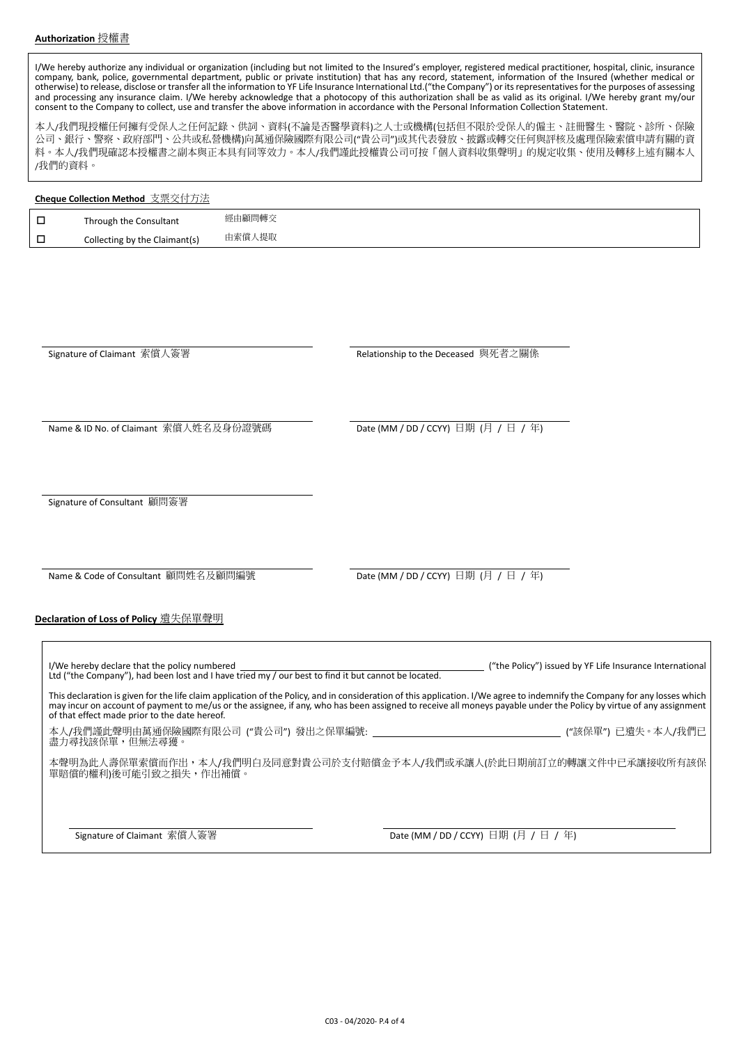**Authorization 授權書**

I/We hereby authorize any individual or organization (including but not limited to the Insured's employer, registered medical practitioner, hospital, clinic, insurance company, bank, police, governmental department, public or private institution) that has any record, statement, information of the Insured (whether medical or otherwise) to release, disclose or transfer all the information to YF Life Insurance International Ltd.("the Company") or its representatives for the purposes of assessing and processing any insurance claim. I/We hereby acknowledge that a photocopy of this authorization shall be as valid as its original. I/We hereby grant my/our consent to the Company to collect, use and transfer the above information in accordance with the Personal Information Collection Statement.

本人/我們現授權任何擁有受保人之任何記錄、供詞、資料(不論是否醫學資料)之人士或機構(包括但不限於受保人的僱主、註冊醫生、醫院、診所、保險公司、銀行、警察、政府部門、公共或私營機構)向萬通保險國際有限公司("貴公司")或其代表發放、披露或轉交任何與評核及處理保險索償申請有關的資料。本人/我們現確認本授權書之副本與正本具有同等效力。本人/我們謹此授權貴公司可按「個人資料收集聲明」的規定收集、使用及轉移上述有關本人/我們的資料。

**Cheque Collection Method 支票交付方法**

| | | |
|---|---|---|
| ☐ | Through the Consultant | 經由顧問轉交 |
| ☐ | Collecting by the Claimant(s) | 由索償人提取 |

Signature of Claimant 索償人簽署 ____________________

Relationship to the Deceased 與死者之關係 ____________________

Name & ID No. of Claimant 索償人姓名及身份證號碼 ____________________

Date (MM / DD / CCYY) 日期 (月 / 日 / 年) ____________________

Signature of Consultant 顧問簽署 ____________________

Name & Code of Consultant 顧問姓名及顧問編號 ____________________

Date (MM / DD / CCYY) 日期 (月 / 日 / 年) ____________________

**Declaration of Loss of Policy 遺失保單聲明**

I/We hereby declare that the policy numbered ____________________ ("the Policy") issued by YF Life Insurance International Ltd ("the Company"), had been lost and I have tried my / our best to find it but cannot be located.

This declaration is given for the life claim application of the Policy, and in consideration of this application. I/We agree to indemnify the Company for any losses which may incur on account of payment to me/us or the assignee, if any, who has been assigned to receive all moneys payable under the Policy by virtue of any assignment of that effect made prior to the date hereof.

本人/我們謹此聲明由萬通保險國際有限公司 ("貴公司") 發出之保單編號: ____________________ ("該保單") 已遺失。本人/我們已盡力尋找該保單，但無法尋獲。

本聲明為此人壽保單索償而作出，本人/我們明白及同意對貴公司於支付賠償金予本人/我們或承讓人(於此日期前訂立的轉讓文件中已承讓接收所有該保單賠償的權利)後可能引致之損失，作出補償。

Signature of Claimant 索償人簽署 ____________________

Date (MM / DD / CCYY) 日期 (月 / 日 / 年) ____________________

C03 - 04/2020